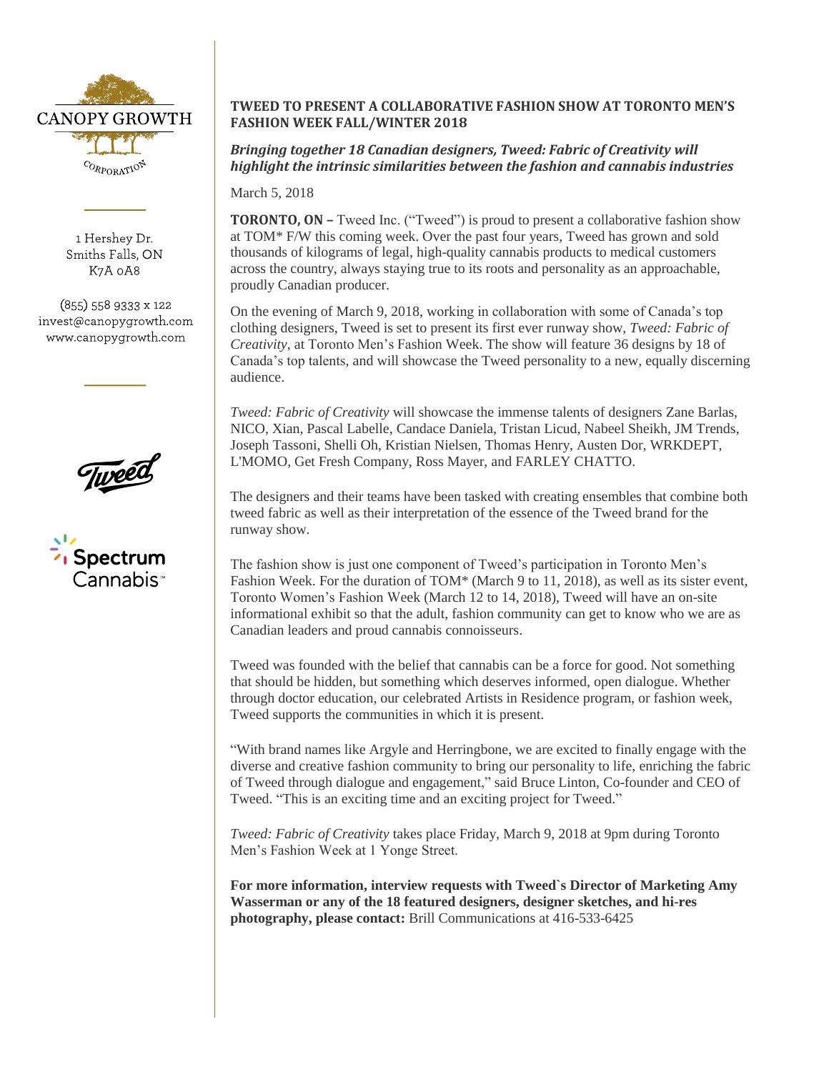CANOPY GROWTH CORPORATION

1 Hershey Dr.
Smiths Falls, ON
K7A 0A8

(855) 558 9333 x 122
invest@canopygrowth.com
www.canopygrowth.com

# TWEED TO PRESENT A COLLABORATIVE FASHION SHOW AT TORONTO MEN'S FASHION WEEK FALL/WINTER 2018

***Bringing together 18 Canadian designers, Tweed: Fabric of Creativity will highlight the intrinsic similarities between the fashion and cannabis industries***

March 5, 2018

**TORONTO, ON –** Tweed Inc. ("Tweed") is proud to present a collaborative fashion show at TOM* F/W this coming week. Over the past four years, Tweed has grown and sold thousands of kilograms of legal, high-quality cannabis products to medical customers across the country, always staying true to its roots and personality as an approachable, proudly Canadian producer.

On the evening of March 9, 2018, working in collaboration with some of Canada's top clothing designers, Tweed is set to present its first ever runway show, *Tweed: Fabric of Creativity*, at Toronto Men's Fashion Week. The show will feature 36 designs by 18 of Canada's top talents, and will showcase the Tweed personality to a new, equally discerning audience.

*Tweed: Fabric of Creativity* will showcase the immense talents of designers Zane Barlas, NICO, Xian, Pascal Labelle, Candace Daniela, Tristan Licud, Nabeel Sheikh, JM Trends, Joseph Tassoni, Shelli Oh, Kristian Nielsen, Thomas Henry, Austen Dor, WRKDEPT, L'MOMO, Get Fresh Company, Ross Mayer, and FARLEY CHATTO.

The designers and their teams have been tasked with creating ensembles that combine both tweed fabric as well as their interpretation of the essence of the Tweed brand for the runway show.

The fashion show is just one component of Tweed's participation in Toronto Men's Fashion Week. For the duration of TOM* (March 9 to 11, 2018), as well as its sister event, Toronto Women's Fashion Week (March 12 to 14, 2018), Tweed will have an on-site informational exhibit so that the adult, fashion community can get to know who we are as Canadian leaders and proud cannabis connoisseurs.

Tweed was founded with the belief that cannabis can be a force for good. Not something that should be hidden, but something which deserves informed, open dialogue. Whether through doctor education, our celebrated Artists in Residence program, or fashion week, Tweed supports the communities in which it is present.

"With brand names like Argyle and Herringbone, we are excited to finally engage with the diverse and creative fashion community to bring our personality to life, enriching the fabric of Tweed through dialogue and engagement," said Bruce Linton, Co-founder and CEO of Tweed. "This is an exciting time and an exciting project for Tweed."

*Tweed: Fabric of Creativity* takes place Friday, March 9, 2018 at 9pm during Toronto Men's Fashion Week at 1 Yonge Street.

**For more information, interview requests with Tweed`s Director of Marketing Amy Wasserman or any of the 18 featured designers, designer sketches, and hi-res photography, please contact:** Brill Communications at 416-533-6425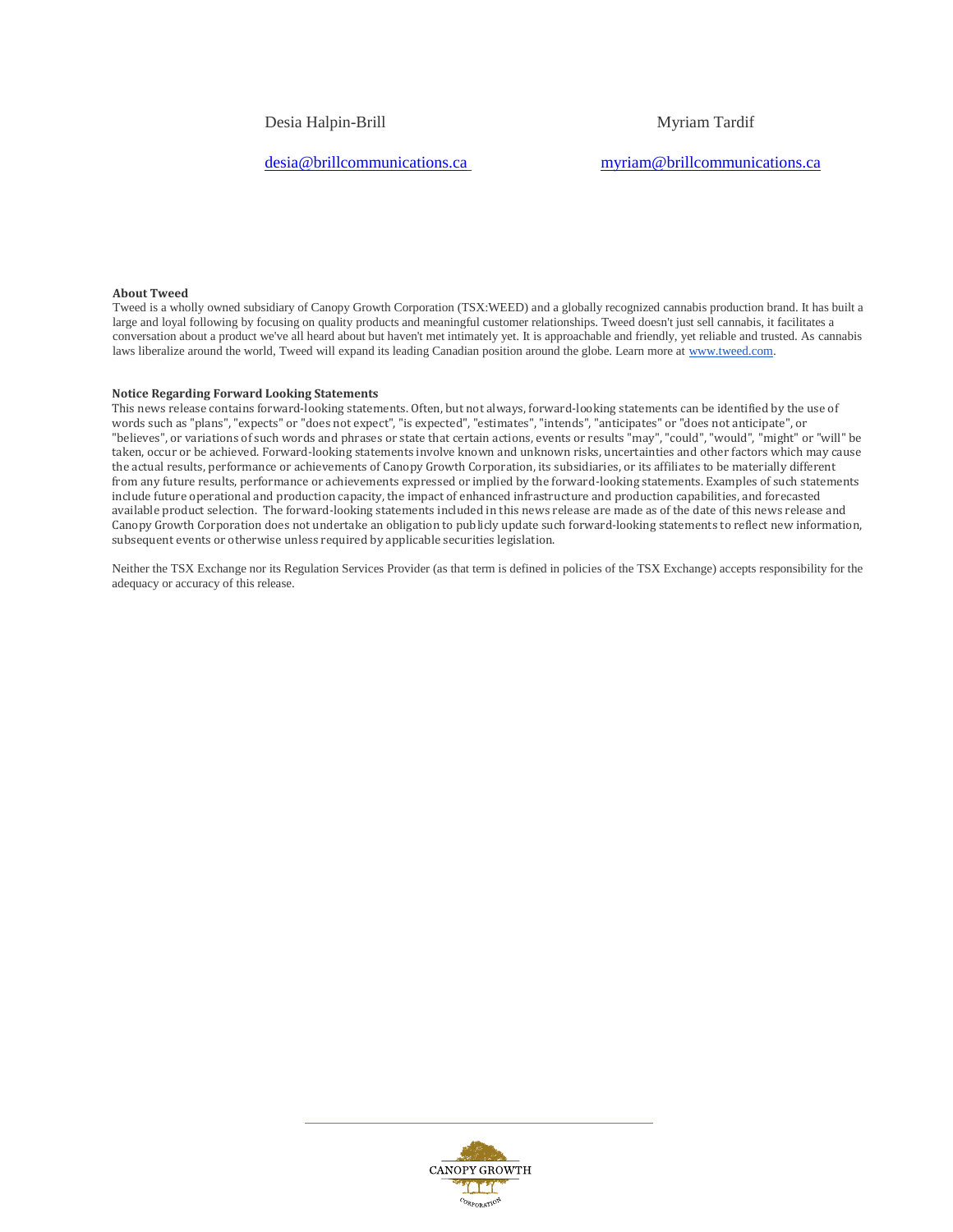Desia Halpin-Brill

desia@brillcommunications.ca

Myriam Tardif

myriam@brillcommunications.ca

**About Tweed**

Tweed is a wholly owned subsidiary of Canopy Growth Corporation (TSX:WEED) and a globally recognized cannabis production brand. It has built a large and loyal following by focusing on quality products and meaningful customer relationships. Tweed doesn't just sell cannabis, it facilitates a conversation about a product we've all heard about but haven't met intimately yet. It is approachable and friendly, yet reliable and trusted. As cannabis laws liberalize around the world, Tweed will expand its leading Canadian position around the globe. Learn more at www.tweed.com.

**Notice Regarding Forward Looking Statements**

This news release contains forward-looking statements. Often, but not always, forward-looking statements can be identified by the use of words such as "plans", "expects" or "does not expect", "is expected", "estimates", "intends", "anticipates" or "does not anticipate", or "believes", or variations of such words and phrases or state that certain actions, events or results "may", "could", "would", "might" or "will" be taken, occur or be achieved. Forward-looking statements involve known and unknown risks, uncertainties and other factors which may cause the actual results, performance or achievements of Canopy Growth Corporation, its subsidiaries, or its affiliates to be materially different from any future results, performance or achievements expressed or implied by the forward-looking statements. Examples of such statements include future operational and production capacity, the impact of enhanced infrastructure and production capabilities, and forecasted available product selection. The forward-looking statements included in this news release are made as of the date of this news release and Canopy Growth Corporation does not undertake an obligation to publicly update such forward-looking statements to reflect new information, subsequent events or otherwise unless required by applicable securities legislation.

Neither the TSX Exchange nor its Regulation Services Provider (as that term is defined in policies of the TSX Exchange) accepts responsibility for the adequacy or accuracy of this release.